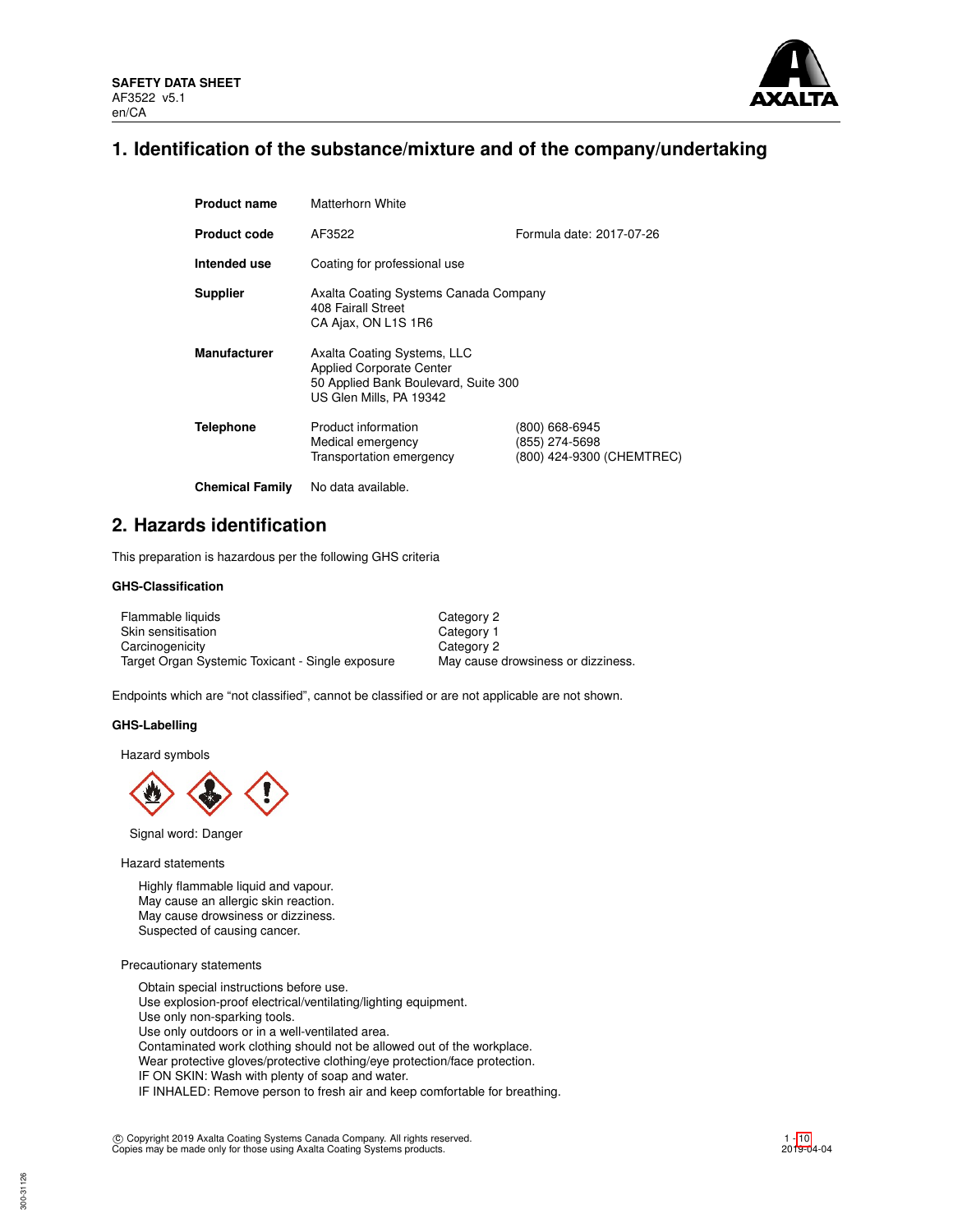**SAFETY DATA SHEET**
AF3522 v5.1
en/CA

# 1. Identification of the substance/mixture and of the company/undertaking

| | | |
|---|---|---|
| **Product name** | Matterhorn White | |
| **Product code** | AF3522 | Formula date: 2017-07-26 |
| **Intended use** | Coating for professional use | |
| **Supplier** | Axalta Coating Systems Canada Company<br>408 Fairall Street<br>CA Ajax, ON L1S 1R6 | |
| **Manufacturer** | Axalta Coating Systems, LLC<br>Applied Corporate Center<br>50 Applied Bank Boulevard, Suite 300<br>US Glen Mills, PA 19342 | |
| **Telephone** | Product information<br>Medical emergency<br>Transportation emergency | (800) 668-6945<br>(855) 274-5698<br>(800) 424-9300 (CHEMTREC) |
| **Chemical Family** | No data available. | |

# 2. Hazards identification

This preparation is hazardous per the following GHS criteria

### GHS-Classification

| | |
|---|---|
| Flammable liquids | Category 2 |
| Skin sensitisation | Category 1 |
| Carcinogenicity | Category 2 |
| Target Organ Systemic Toxicant - Single exposure | May cause drowsiness or dizziness. |

Endpoints which are "not classified", cannot be classified or are not applicable are not shown.

### GHS-Labelling

Hazard symbols

Signal word: Danger

Hazard statements

Highly flammable liquid and vapour.
May cause an allergic skin reaction.
May cause drowsiness or dizziness.
Suspected of causing cancer.

Precautionary statements

Obtain special instructions before use.
Use explosion-proof electrical/ventilating/lighting equipment.
Use only non-sparking tools.
Use only outdoors or in a well-ventilated area.
Contaminated work clothing should not be allowed out of the workplace.
Wear protective gloves/protective clothing/eye protection/face protection.
IF ON SKIN: Wash with plenty of soap and water.
IF INHALED: Remove person to fresh air and keep comfortable for breathing.

© Copyright 2019 Axalta Coating Systems Canada Company. All rights reserved.
Copies may be made only for those using Axalta Coating Systems products.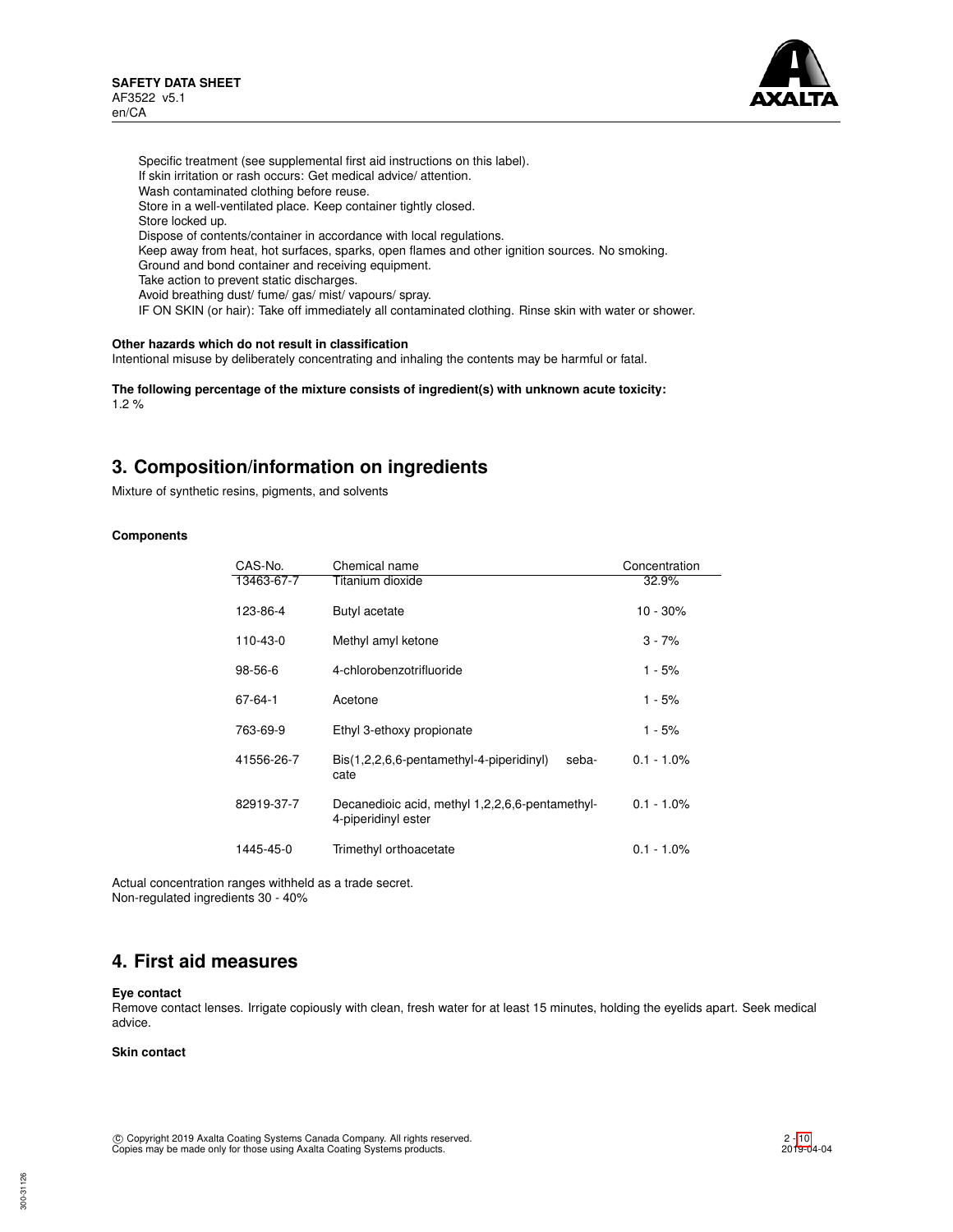Specific treatment (see supplemental first aid instructions on this label).
If skin irritation or rash occurs: Get medical advice/ attention.
Wash contaminated clothing before reuse.
Store in a well-ventilated place. Keep container tightly closed.
Store locked up.
Dispose of contents/container in accordance with local regulations.
Keep away from heat, hot surfaces, sparks, open flames and other ignition sources. No smoking.
Ground and bond container and receiving equipment.
Take action to prevent static discharges.
Avoid breathing dust/ fume/ gas/ mist/ vapours/ spray.
IF ON SKIN (or hair): Take off immediately all contaminated clothing. Rinse skin with water or shower.

**Other hazards which do not result in classification**
Intentional misuse by deliberately concentrating and inhaling the contents may be harmful or fatal.

**The following percentage of the mixture consists of ingredient(s) with unknown acute toxicity:**
1.2 %

## 3. Composition/information on ingredients

Mixture of synthetic resins, pigments, and solvents

**Components**

| CAS-No. | Chemical name | Concentration |
|---|---|---|
| 13463-67-7 | Titanium dioxide | 32.9% |
| 123-86-4 | Butyl acetate | 10 - 30% |
| 110-43-0 | Methyl amyl ketone | 3 - 7% |
| 98-56-6 | 4-chlorobenzotrifluoride | 1 - 5% |
| 67-64-1 | Acetone | 1 - 5% |
| 763-69-9 | Ethyl 3-ethoxy propionate | 1 - 5% |
| 41556-26-7 | Bis(1,2,2,6,6-pentamethyl-4-piperidinyl) sebacate | 0.1 - 1.0% |
| 82919-37-7 | Decanedioic acid, methyl 1,2,2,6,6-pentamethyl-4-piperidinyl ester | 0.1 - 1.0% |
| 1445-45-0 | Trimethyl orthoacetate | 0.1 - 1.0% |

Actual concentration ranges withheld as a trade secret.
Non-regulated ingredients 30 - 40%

## 4. First aid measures

**Eye contact**
Remove contact lenses. Irrigate copiously with clean, fresh water for at least 15 minutes, holding the eyelids apart. Seek medical advice.

**Skin contact**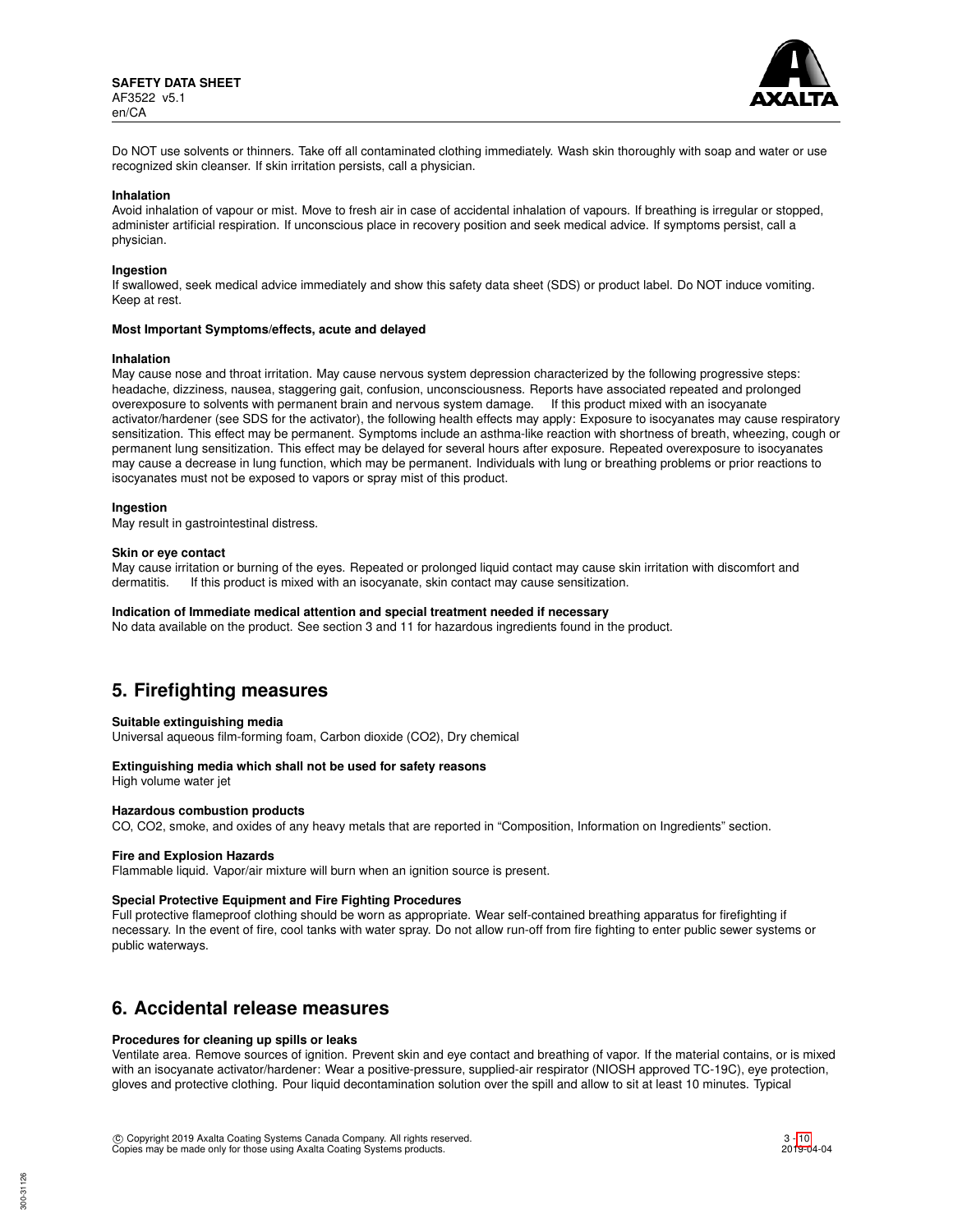Do NOT use solvents or thinners. Take off all contaminated clothing immediately. Wash skin thoroughly with soap and water or use recognized skin cleanser. If skin irritation persists, call a physician.

**Inhalation**
Avoid inhalation of vapour or mist. Move to fresh air in case of accidental inhalation of vapours. If breathing is irregular or stopped, administer artificial respiration. If unconscious place in recovery position and seek medical advice. If symptoms persist, call a physician.

**Ingestion**
If swallowed, seek medical advice immediately and show this safety data sheet (SDS) or product label. Do NOT induce vomiting. Keep at rest.

**Most Important Symptoms/effects, acute and delayed**

**Inhalation**
May cause nose and throat irritation. May cause nervous system depression characterized by the following progressive steps: headache, dizziness, nausea, staggering gait, confusion, unconsciousness. Reports have associated repeated and prolonged overexposure to solvents with permanent brain and nervous system damage. If this product mixed with an isocyanate activator/hardener (see SDS for the activator), the following health effects may apply: Exposure to isocyanates may cause respiratory sensitization. This effect may be permanent. Symptoms include an asthma-like reaction with shortness of breath, wheezing, cough or permanent lung sensitization. This effect may be delayed for several hours after exposure. Repeated overexposure to isocyanates may cause a decrease in lung function, which may be permanent. Individuals with lung or breathing problems or prior reactions to isocyanates must not be exposed to vapors or spray mist of this product.

**Ingestion**
May result in gastrointestinal distress.

**Skin or eye contact**
May cause irritation or burning of the eyes. Repeated or prolonged liquid contact may cause skin irritation with discomfort and dermatitis. If this product is mixed with an isocyanate, skin contact may cause sensitization.

**Indication of Immediate medical attention and special treatment needed if necessary**
No data available on the product. See section 3 and 11 for hazardous ingredients found in the product.

## 5. Firefighting measures

**Suitable extinguishing media**
Universal aqueous film-forming foam, Carbon dioxide ($CO_2$), Dry chemical

**Extinguishing media which shall not be used for safety reasons**
High volume water jet

**Hazardous combustion products**
CO, $CO_2$, smoke, and oxides of any heavy metals that are reported in "Composition, Information on Ingredients" section.

**Fire and Explosion Hazards**
Flammable liquid. Vapor/air mixture will burn when an ignition source is present.

**Special Protective Equipment and Fire Fighting Procedures**
Full protective flameproof clothing should be worn as appropriate. Wear self-contained breathing apparatus for firefighting if necessary. In the event of fire, cool tanks with water spray. Do not allow run-off from fire fighting to enter public sewer systems or public waterways.

## 6. Accidental release measures

**Procedures for cleaning up spills or leaks**
Ventilate area. Remove sources of ignition. Prevent skin and eye contact and breathing of vapor. If the material contains, or is mixed with an isocyanate activator/hardener: Wear a positive-pressure, supplied-air respirator (NIOSH approved TC-19C), eye protection, gloves and protective clothing. Pour liquid decontamination solution over the spill and allow to sit at least 10 minutes. Typical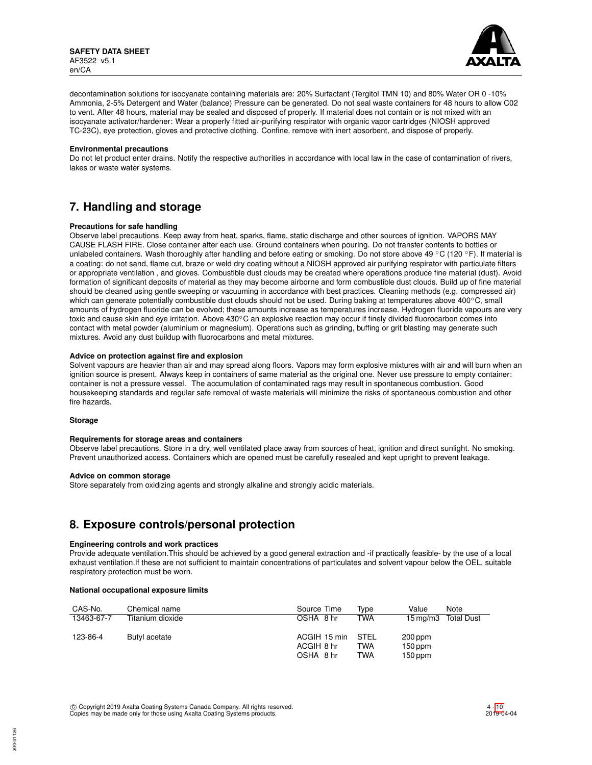decontamination solutions for isocyanate containing materials are: 20% Surfactant (Tergitol TMN 10) and 80% Water OR 0 -10% Ammonia, 2-5% Detergent and Water (balance) Pressure can be generated. Do not seal waste containers for 48 hours to allow C02 to vent. After 48 hours, material may be sealed and disposed of properly. If material does not contain or is not mixed with an isocyanate activator/hardener: Wear a properly fitted air-purifying respirator with organic vapor cartridges (NIOSH approved TC-23C), eye protection, gloves and protective clothing. Confine, remove with inert absorbent, and dispose of properly.

**Environmental precautions**

Do not let product enter drains. Notify the respective authorities in accordance with local law in the case of contamination of rivers, lakes or waste water systems.

## 7. Handling and storage

**Precautions for safe handling**

Observe label precautions. Keep away from heat, sparks, flame, static discharge and other sources of ignition. VAPORS MAY CAUSE FLASH FIRE. Close container after each use. Ground containers when pouring. Do not transfer contents to bottles or unlabeled containers. Wash thoroughly after handling and before eating or smoking. Do not store above 49 °C (120 °F). If material is a coating: do not sand, flame cut, braze or weld dry coating without a NIOSH approved air purifying respirator with particulate filters or appropriate ventilation , and gloves. Combustible dust clouds may be created where operations produce fine material (dust). Avoid formation of significant deposits of material as they may become airborne and form combustible dust clouds. Build up of fine material should be cleaned using gentle sweeping or vacuuming in accordance with best practices. Cleaning methods (e.g. compressed air) which can generate potentially combustible dust clouds should not be used. During baking at temperatures above 400°C, small amounts of hydrogen fluoride can be evolved; these amounts increase as temperatures increase. Hydrogen fluoride vapours are very toxic and cause skin and eye irritation. Above 430°C an explosive reaction may occur if finely divided fluorocarbon comes into contact with metal powder (aluminium or magnesium). Operations such as grinding, buffing or grit blasting may generate such mixtures. Avoid any dust buildup with fluorocarbons and metal mixtures.

**Advice on protection against fire and explosion**

Solvent vapours are heavier than air and may spread along floors. Vapors may form explosive mixtures with air and will burn when an ignition source is present. Always keep in containers of same material as the original one. Never use pressure to empty container: container is not a pressure vessel. The accumulation of contaminated rags may result in spontaneous combustion. Good housekeeping standards and regular safe removal of waste materials will minimize the risks of spontaneous combustion and other fire hazards.

**Storage**

**Requirements for storage areas and containers**

Observe label precautions. Store in a dry, well ventilated place away from sources of heat, ignition and direct sunlight. No smoking. Prevent unauthorized access. Containers which are opened must be carefully resealed and kept upright to prevent leakage.

**Advice on common storage**

Store separately from oxidizing agents and strongly alkaline and strongly acidic materials.

## 8. Exposure controls/personal protection

**Engineering controls and work practices**

Provide adequate ventilation.This should be achieved by a good general extraction and -if practically feasible- by the use of a local exhaust ventilation.If these are not sufficient to maintain concentrations of particulates and solvent vapour below the OEL, suitable respiratory protection must be worn.

**National occupational exposure limits**

| CAS-No. | Chemical name | Source | Time | Type | Value | Note |
|---|---|---|---|---|---|---|
| 13463-67-7 | Titanium dioxide | OSHA | 8 hr | TWA | 15 mg/m3 | Total Dust |
| 123-86-4 | Butyl acetate | ACGIH | 15 min | STEL | 200 ppm | |
| | | ACGIH | 8 hr | TWA | 150 ppm | |
| | | OSHA | 8 hr | TWA | 150 ppm | |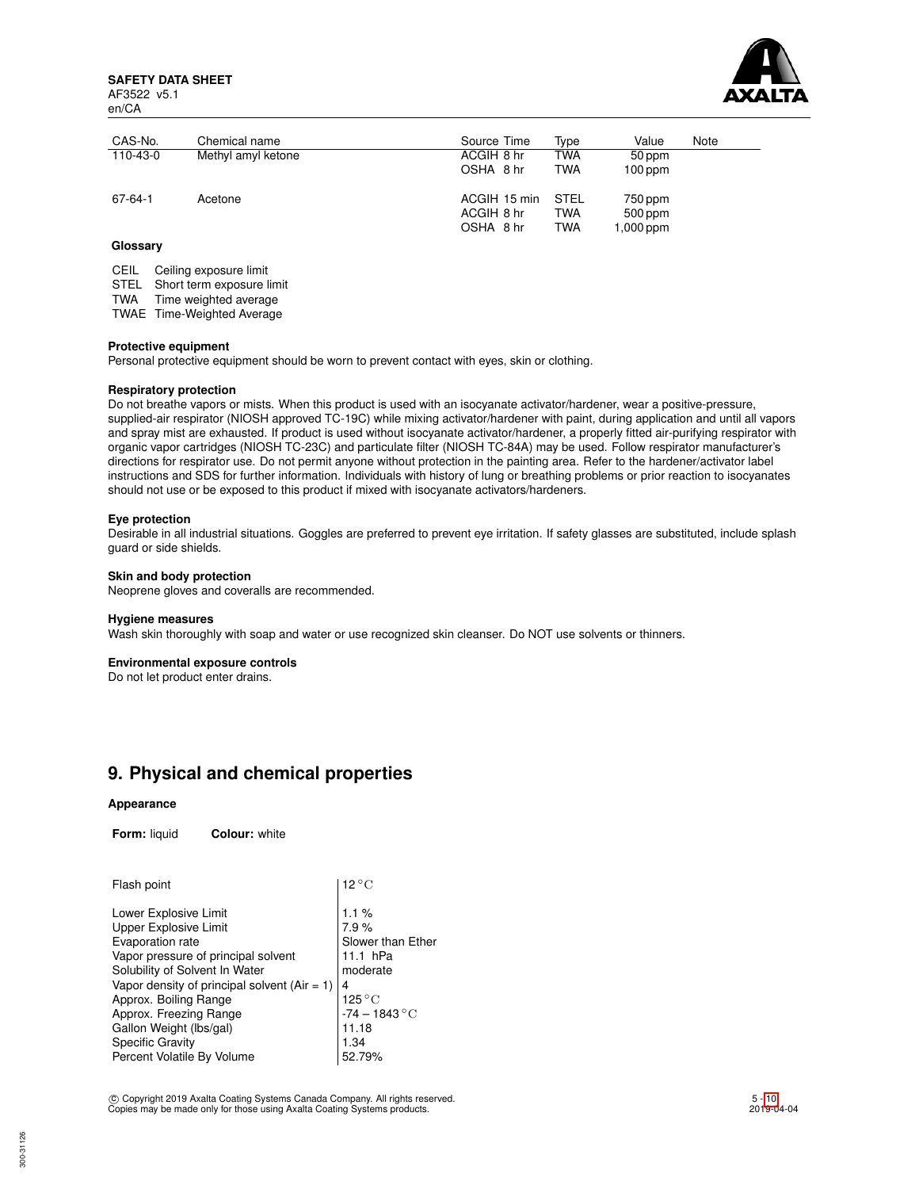| CAS-No. | Chemical name | Source Time | Type | Value | Note |
|---|---|---|---|---|---|
| 110-43-0 | Methyl amyl ketone | ACGIH 8 hr | TWA | 50 ppm | |
| | | OSHA 8 hr | TWA | 100 ppm | |
| 67-64-1 | Acetone | ACGIH 15 min | STEL | 750 ppm | |
| | | ACGIH 8 hr | TWA | 500 ppm | |
| | | OSHA 8 hr | TWA | 1,000 ppm | |

**Glossary**

| | |
|---|---|
| CEIL | Ceiling exposure limit |
| STEL | Short term exposure limit |
| TWA | Time weighted average |
| TWAE | Time-Weighted Average |

**Protective equipment**
Personal protective equipment should be worn to prevent contact with eyes, skin or clothing.

**Respiratory protection**
Do not breathe vapors or mists. When this product is used with an isocyanate activator/hardener, wear a positive-pressure, supplied-air respirator (NIOSH approved TC-19C) while mixing activator/hardener with paint, during application and until all vapors and spray mist are exhausted. If product is used without isocyanate activator/hardener, a properly fitted air-purifying respirator with organic vapor cartridges (NIOSH TC-23C) and particulate filter (NIOSH TC-84A) may be used. Follow respirator manufacturer's directions for respirator use. Do not permit anyone without protection in the painting area. Refer to the hardener/activator label instructions and SDS for further information. Individuals with history of lung or breathing problems or prior reaction to isocyanates should not use or be exposed to this product if mixed with isocyanate activators/hardeners.

**Eye protection**
Desirable in all industrial situations. Goggles are preferred to prevent eye irritation. If safety glasses are substituted, include splash guard or side shields.

**Skin and body protection**
Neoprene gloves and coveralls are recommended.

**Hygiene measures**
Wash skin thoroughly with soap and water or use recognized skin cleanser. Do NOT use solvents or thinners.

**Environmental exposure controls**
Do not let product enter drains.

## 9. Physical and chemical properties

**Appearance**

**Form:** liquid **Colour:** white

| | |
|---|---|
| Flash point | 12 °C |
| Lower Explosive Limit | 1.1 % |
| Upper Explosive Limit | 7.9 % |
| Evaporation rate | Slower than Ether |
| Vapor pressure of principal solvent | 11.1 hPa |
| Solubility of Solvent In Water | moderate |
| Vapor density of principal solvent (Air = 1) | 4 |
| Approx. Boiling Range | 125 °C |
| Approx. Freezing Range | -74 – 1843 °C |
| Gallon Weight (lbs/gal) | 11.18 |
| Specific Gravity | 1.34 |
| Percent Volatile By Volume | 52.79% |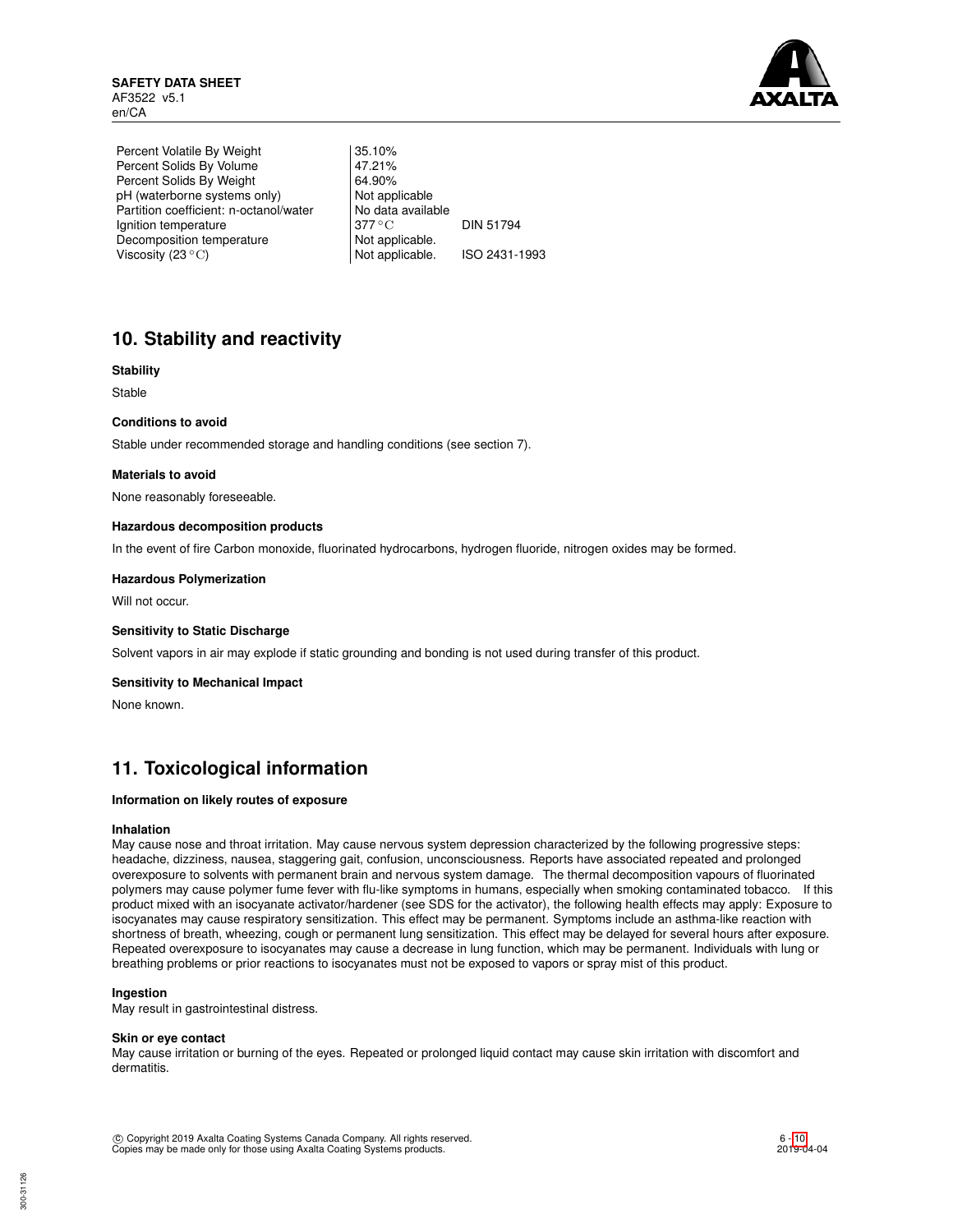| | | |
|---|---|---|
| Percent Volatile By Weight | 35.10% | |
| Percent Solids By Volume | 47.21% | |
| Percent Solids By Weight | 64.90% | |
| pH (waterborne systems only) | Not applicable | |
| Partition coefficient: n-octanol/water | No data available | |
| Ignition temperature | 377 °C | DIN 51794 |
| Decomposition temperature | Not applicable. | |
| Viscosity (23 °C) | Not applicable. | ISO 2431-1993 |

## 10. Stability and reactivity

**Stability**

Stable

**Conditions to avoid**

Stable under recommended storage and handling conditions (see section 7).

**Materials to avoid**

None reasonably foreseeable.

**Hazardous decomposition products**

In the event of fire Carbon monoxide, fluorinated hydrocarbons, hydrogen fluoride, nitrogen oxides may be formed.

**Hazardous Polymerization**

Will not occur.

**Sensitivity to Static Discharge**

Solvent vapors in air may explode if static grounding and bonding is not used during transfer of this product.

**Sensitivity to Mechanical Impact**

None known.

## 11. Toxicological information

**Information on likely routes of exposure**

**Inhalation**

May cause nose and throat irritation. May cause nervous system depression characterized by the following progressive steps: headache, dizziness, nausea, staggering gait, confusion, unconsciousness. Reports have associated repeated and prolonged overexposure to solvents with permanent brain and nervous system damage. The thermal decomposition vapours of fluorinated polymers may cause polymer fume fever with flu-like symptoms in humans, especially when smoking contaminated tobacco. If this product mixed with an isocyanate activator/hardener (see SDS for the activator), the following health effects may apply: Exposure to isocyanates may cause respiratory sensitization. This effect may be permanent. Symptoms include an asthma-like reaction with shortness of breath, wheezing, cough or permanent lung sensitization. This effect may be delayed for several hours after exposure. Repeated overexposure to isocyanates may cause a decrease in lung function, which may be permanent. Individuals with lung or breathing problems or prior reactions to isocyanates must not be exposed to vapors or spray mist of this product.

**Ingestion**

May result in gastrointestinal distress.

**Skin or eye contact**

May cause irritation or burning of the eyes. Repeated or prolonged liquid contact may cause skin irritation with discomfort and dermatitis.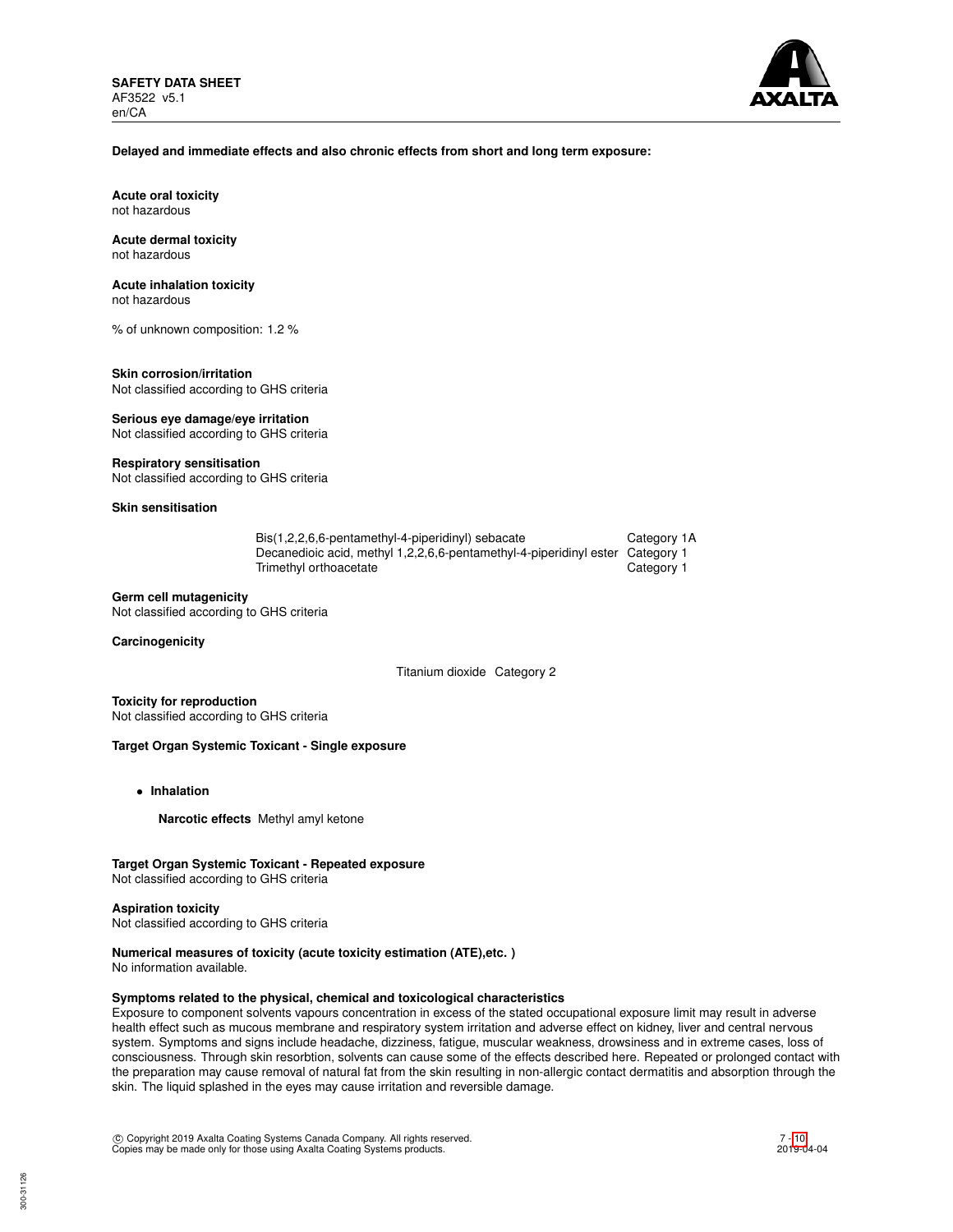**Delayed and immediate effects and also chronic effects from short and long term exposure:**

**Acute oral toxicity**
not hazardous

**Acute dermal toxicity**
not hazardous

**Acute inhalation toxicity**
not hazardous

% of unknown composition: 1.2 %

**Skin corrosion/irritation**
Not classified according to GHS criteria

**Serious eye damage/eye irritation**
Not classified according to GHS criteria

**Respiratory sensitisation**
Not classified according to GHS criteria

**Skin sensitisation**

| | |
|---|---|
| Bis(1,2,2,6,6-pentamethyl-4-piperidinyl) sebacate | Category 1A |
| Decanedioic acid, methyl 1,2,2,6,6-pentamethyl-4-piperidinyl ester | Category 1 |
| Trimethyl orthoacetate | Category 1 |

**Germ cell mutagenicity**
Not classified according to GHS criteria

**Carcinogenicity**

| | |
|---|---|
| Titanium dioxide | Category 2 |

**Toxicity for reproduction**
Not classified according to GHS criteria

**Target Organ Systemic Toxicant - Single exposure**

- **Inhalation**

  **Narcotic effects** Methyl amyl ketone

**Target Organ Systemic Toxicant - Repeated exposure**
Not classified according to GHS criteria

**Aspiration toxicity**
Not classified according to GHS criteria

**Numerical measures of toxicity (acute toxicity estimation (ATE),etc. )**
No information available.

**Symptoms related to the physical, chemical and toxicological characteristics**
Exposure to component solvents vapours concentration in excess of the stated occupational exposure limit may result in adverse health effect such as mucous membrane and respiratory system irritation and adverse effect on kidney, liver and central nervous system. Symptoms and signs include headache, dizziness, fatigue, muscular weakness, drowsiness and in extreme cases, loss of consciousness. Through skin resorbtion, solvents can cause some of the effects described here. Repeated or prolonged contact with the preparation may cause removal of natural fat from the skin resulting in non-allergic contact dermatitis and absorption through the skin. The liquid splashed in the eyes may cause irritation and reversible damage.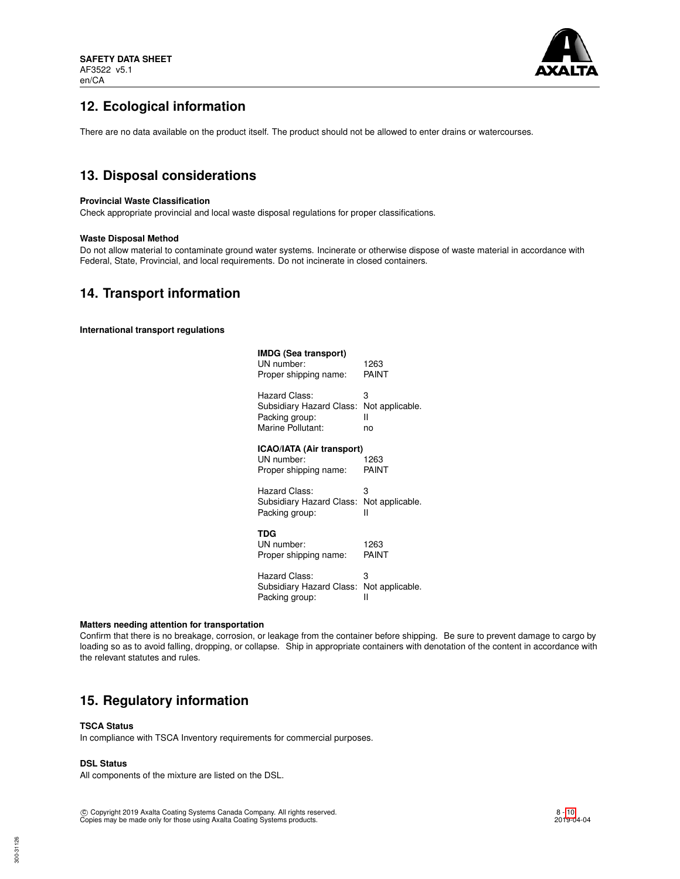## 12. Ecological information

There are no data available on the product itself. The product should not be allowed to enter drains or watercourses.

## 13. Disposal considerations

**Provincial Waste Classification**
Check appropriate provincial and local waste disposal regulations for proper classifications.

**Waste Disposal Method**
Do not allow material to contaminate ground water systems. Incinerate or otherwise dispose of waste material in accordance with Federal, State, Provincial, and local requirements. Do not incinerate in closed containers.

## 14. Transport information

**International transport regulations**

**IMDG (Sea transport)**
UN number: 1263
Proper shipping name: PAINT

Hazard Class: 3
Subsidiary Hazard Class: Not applicable.
Packing group: II
Marine Pollutant: no

**ICAO/IATA (Air transport)**
UN number: 1263
Proper shipping name: PAINT

Hazard Class: 3
Subsidiary Hazard Class: Not applicable.
Packing group: II

**TDG**
UN number: 1263
Proper shipping name: PAINT

Hazard Class: 3
Subsidiary Hazard Class: Not applicable.
Packing group: II

**Matters needing attention for transportation**
Confirm that there is no breakage, corrosion, or leakage from the container before shipping. Be sure to prevent damage to cargo by loading so as to avoid falling, dropping, or collapse. Ship in appropriate containers with denotation of the content in accordance with the relevant statutes and rules.

## 15. Regulatory information

**TSCA Status**
In compliance with TSCA Inventory requirements for commercial purposes.

**DSL Status**
All components of the mixture are listed on the DSL.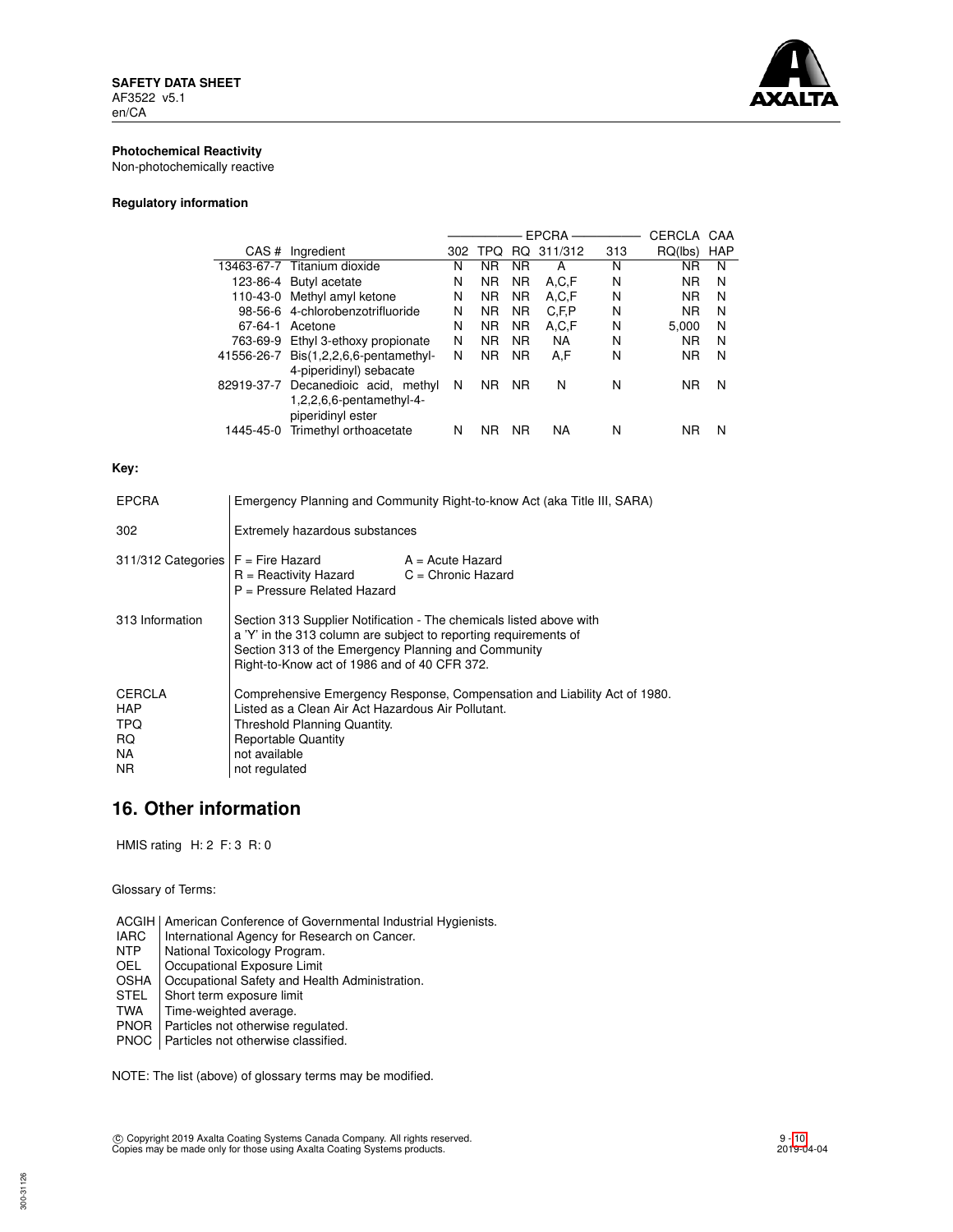**Photochemical Reactivity**
Non-photochemically reactive

**Regulatory information**

| | | EPCRA | | | | | CERCLA | CAA |
|---|---|---|---|---|---|---|---|---|
| CAS # | Ingredient | 302 | TPQ | RQ | 311/312 | 313 | RQ(lbs) | HAP |
| 13463-67-7 | Titanium dioxide | N | NR | NR | A | N | NR | N |
| 123-86-4 | Butyl acetate | N | NR | NR | A,C,F | N | NR | N |
| 110-43-0 | Methyl amyl ketone | N | NR | NR | A,C,F | N | NR | N |
| 98-56-6 | 4-chlorobenzotrifluoride | N | NR | NR | C,F,P | N | NR | N |
| 67-64-1 | Acetone | N | NR | NR | A,C,F | N | 5,000 | N |
| 763-69-9 | Ethyl 3-ethoxy propionate | N | NR | NR | NA | N | NR | N |
| 41556-26-7 | Bis(1,2,2,6,6-pentamethyl-4-piperidinyl) sebacate | N | NR | NR | A,F | N | NR | N |
| 82919-37-7 | Decanedioic acid, methyl 1,2,2,6,6-pentamethyl-4-piperidinyl ester | N | NR | NR | N | N | NR | N |
| 1445-45-0 | Trimethyl orthoacetate | N | NR | NR | NA | N | NR | N |

**Key:**

| | |
|---|---|
| EPCRA | Emergency Planning and Community Right-to-know Act (aka Title III, SARA) |
| 302 | Extremely hazardous substances |
| 311/312 Categories | F = Fire Hazard; A = Acute Hazard; R = Reactivity Hazard; C = Chronic Hazard; P = Pressure Related Hazard |
| 313 Information | Section 313 Supplier Notification - The chemicals listed above with a 'Y' in the 313 column are subject to reporting requirements of Section 313 of the Emergency Planning and Community Right-to-Know act of 1986 and of 40 CFR 372. |
| CERCLA | Comprehensive Emergency Response, Compensation and Liability Act of 1980. |
| HAP | Listed as a Clean Air Act Hazardous Air Pollutant. |
| TPQ | Threshold Planning Quantity. |
| RQ | Reportable Quantity |
| NA | not available |
| NR | not regulated |

## 16. Other information

HMIS rating H: 2 F: 3 R: 0

Glossary of Terms:

| | |
|---|---|
| ACGIH | American Conference of Governmental Industrial Hygienists. |
| IARC | International Agency for Research on Cancer. |
| NTP | National Toxicology Program. |
| OEL | Occupational Exposure Limit |
| OSHA | Occupational Safety and Health Administration. |
| STEL | Short term exposure limit |
| TWA | Time-weighted average. |
| PNOR | Particles not otherwise regulated. |
| PNOC | Particles not otherwise classified. |

NOTE: The list (above) of glossary terms may be modified.

© Copyright 2019 Axalta Coating Systems Canada Company. All rights reserved.
Copies may be made only for those using Axalta Coating Systems products.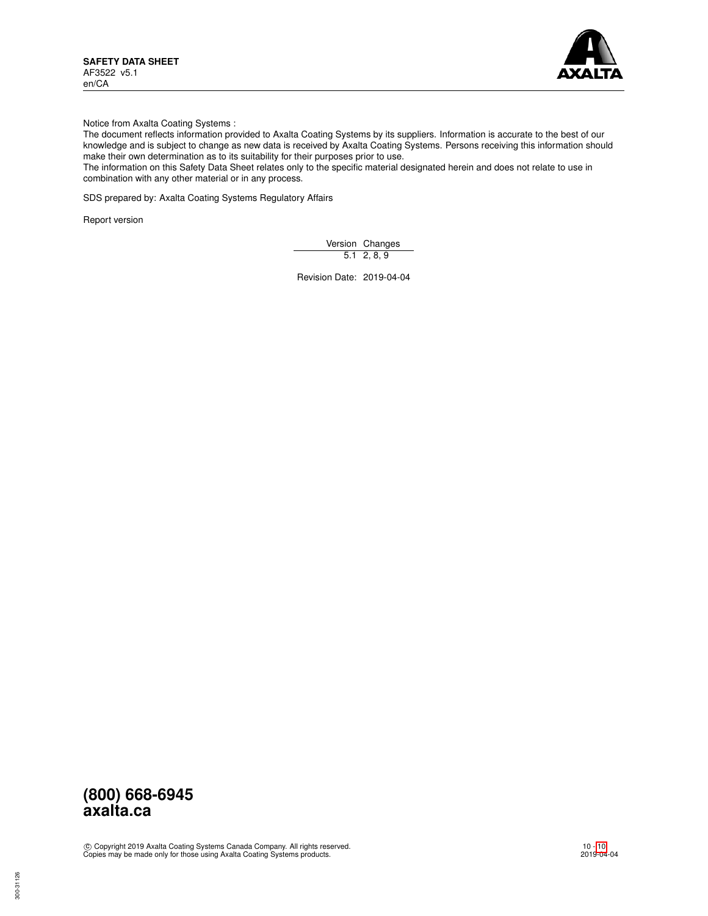Notice from Axalta Coating Systems :
The document reflects information provided to Axalta Coating Systems by its suppliers. Information is accurate to the best of our knowledge and is subject to change as new data is received by Axalta Coating Systems. Persons receiving this information should make their own determination as to its suitability for their purposes prior to use.
The information on this Safety Data Sheet relates only to the specific material designated herein and does not relate to use in combination with any other material or in any process.

SDS prepared by: Axalta Coating Systems Regulatory Affairs

Report version

| Version | Changes |
| --- | --- |
| 5.1 | 2, 8, 9 |

Revision Date: 2019-04-04

**(800) 668-6945**
**axalta.ca**

© Copyright 2019 Axalta Coating Systems Canada Company. All rights reserved.
Copies may be made only for those using Axalta Coating Systems products.